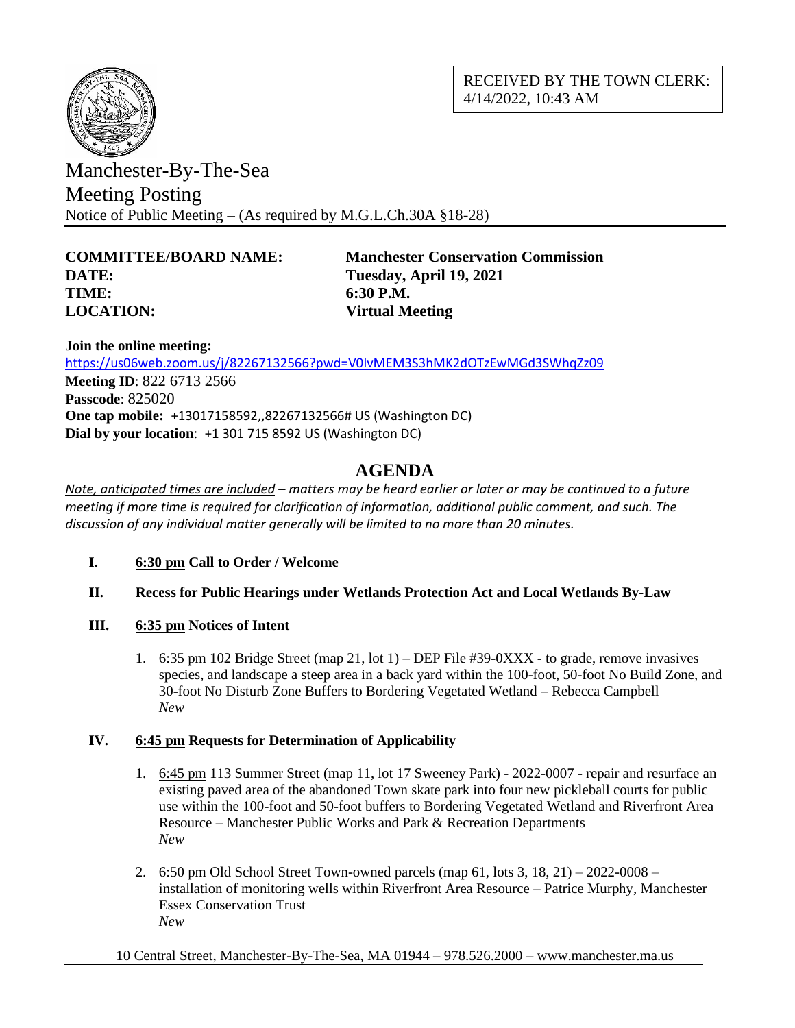RECEIVED BY THE TOWN CLERK:
4/14/2022, 10:43 AM

# Manchester-By-The-Sea
## Meeting Posting
Notice of Public Meeting – (As required by M.G.L.Ch.30A §18-28)

**COMMITTEE/BOARD NAME:** **Manchester Conservation Commission**
**DATE:** **Tuesday, April 19, 2021**
**TIME:** **6:30 P.M.**
**LOCATION:** **Virtual Meeting**

**Join the online meeting:**
https://us06web.zoom.us/j/82267132566?pwd=V0IvMEM3S3hMK2dOTzEwMGd3SWhqZz09
**Meeting ID**: 822 6713 2566
**Passcode**: 825020
**One tap mobile:** +13017158592,,82267132566# US (Washington DC)
**Dial by your location**: +1 301 715 8592 US (Washington DC)

## AGENDA

*Note, anticipated times are included – matters may be heard earlier or later or may be continued to a future meeting if more time is required for clarification of information, additional public comment, and such. The discussion of any individual matter generally will be limited to no more than 20 minutes.*

**I. 6:30 pm Call to Order / Welcome**

**II. Recess for Public Hearings under Wetlands Protection Act and Local Wetlands By-Law**

**III. 6:35 pm Notices of Intent**

1. 6:35 pm 102 Bridge Street (map 21, lot 1) – DEP File #39-0XXX - to grade, remove invasives species, and landscape a steep area in a back yard within the 100-foot, 50-foot No Build Zone, and 30-foot No Disturb Zone Buffers to Bordering Vegetated Wetland – Rebecca Campbell
*New*

**IV. 6:45 pm Requests for Determination of Applicability**

1. 6:45 pm 113 Summer Street (map 11, lot 17 Sweeney Park) - 2022-0007 - repair and resurface an existing paved area of the abandoned Town skate park into four new pickleball courts for public use within the 100-foot and 50-foot buffers to Bordering Vegetated Wetland and Riverfront Area Resource – Manchester Public Works and Park & Recreation Departments
*New*

2. 6:50 pm Old School Street Town-owned parcels (map 61, lots 3, 18, 21) – 2022-0008 – installation of monitoring wells within Riverfront Area Resource – Patrice Murphy, Manchester Essex Conservation Trust
*New*

10 Central Street, Manchester-By-The-Sea, MA 01944 – 978.526.2000 – www.manchester.ma.us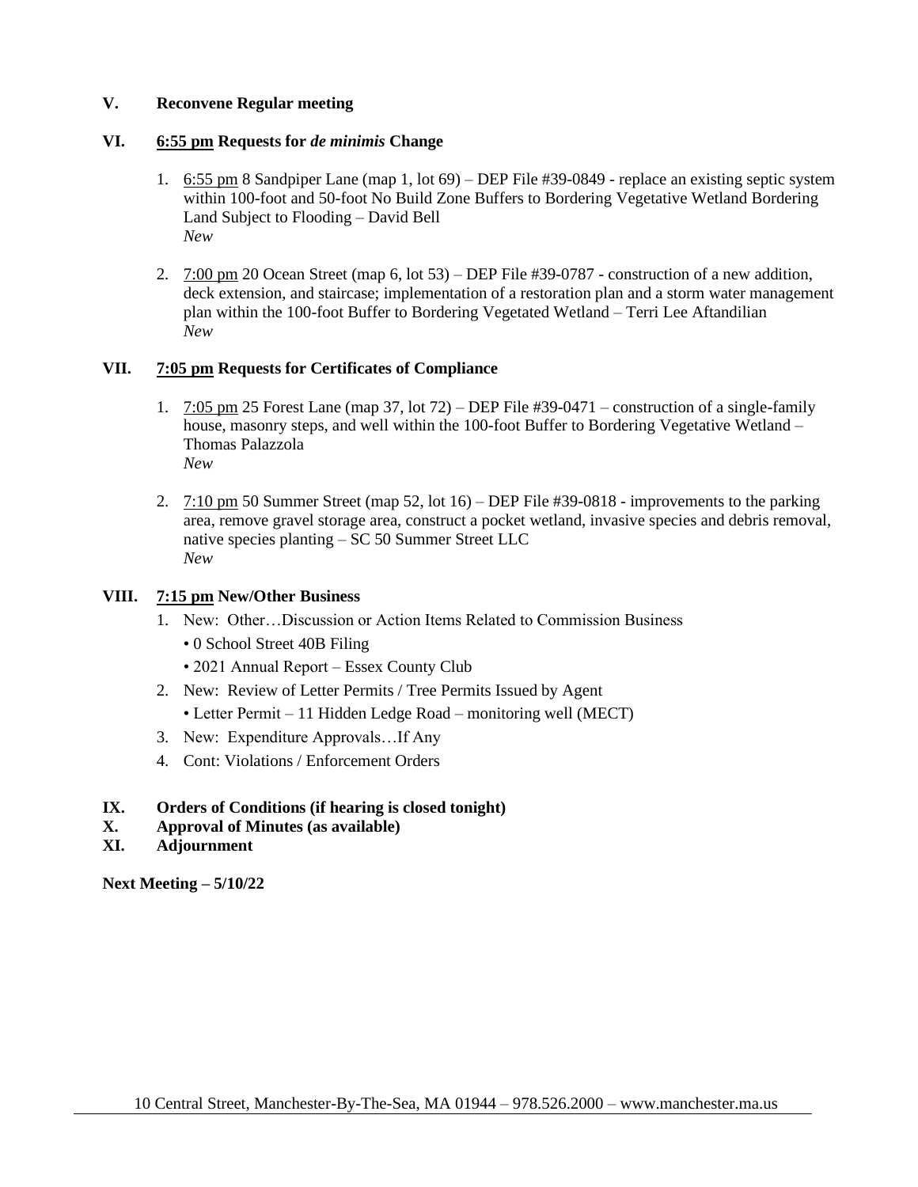**V. Reconvene Regular meeting**

**VI. 6:55 pm Requests for *de minimis* Change**

1. 6:55 pm 8 Sandpiper Lane (map 1, lot 69) – DEP File #39-0849 - replace an existing septic system within 100-foot and 50-foot No Build Zone Buffers to Bordering Vegetative Wetland Bordering Land Subject to Flooding – David Bell
   *New*

2. 7:00 pm 20 Ocean Street (map 6, lot 53) – DEP File #39-0787 - construction of a new addition, deck extension, and staircase; implementation of a restoration plan and a storm water management plan within the 100-foot Buffer to Bordering Vegetated Wetland – Terri Lee Aftandilian
   *New*

**VII. 7:05 pm Requests for Certificates of Compliance**

1. 7:05 pm 25 Forest Lane (map 37, lot 72) – DEP File #39-0471 – construction of a single-family house, masonry steps, and well within the 100-foot Buffer to Bordering Vegetative Wetland – Thomas Palazzola
   *New*

2. 7:10 pm 50 Summer Street (map 52, lot 16) – DEP File #39-0818 - improvements to the parking area, remove gravel storage area, construct a pocket wetland, invasive species and debris removal, native species planting – SC 50 Summer Street LLC
   *New*

**VIII. 7:15 pm New/Other Business**

1. New: Other…Discussion or Action Items Related to Commission Business
   - 0 School Street 40B Filing
   - 2021 Annual Report – Essex County Club
2. New: Review of Letter Permits / Tree Permits Issued by Agent
   - Letter Permit – 11 Hidden Ledge Road – monitoring well (MECT)
3. New: Expenditure Approvals…If Any
4. Cont: Violations / Enforcement Orders

**IX. Orders of Conditions (if hearing is closed tonight)**

**X. Approval of Minutes (as available)**

**XI. Adjournment**

**Next Meeting – 5/10/22**